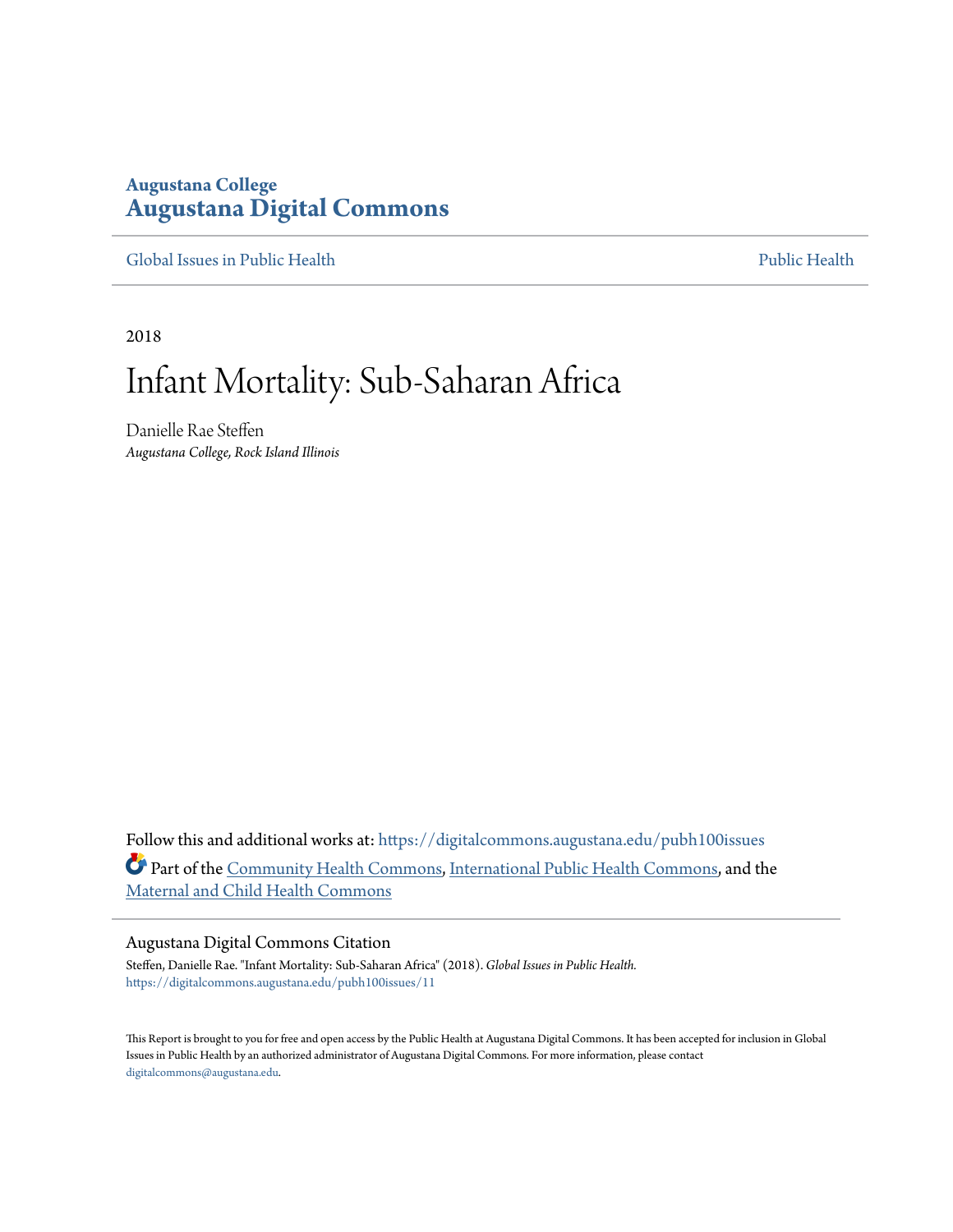Augustana College

# Augustana Digital Commons

Global Issues in Public Health

Public Health

2018

# Infant Mortality: Sub-Saharan Africa

Danielle Rae Steffen

*Augustana College, Rock Island Illinois*

Follow this and additional works at: https://digitalcommons.augustana.edu/pubh100issues

Part of the Community Health Commons, International Public Health Commons, and the Maternal and Child Health Commons

## Augustana Digital Commons Citation

Steffen, Danielle Rae. "Infant Mortality: Sub-Saharan Africa" (2018). *Global Issues in Public Health.*
https://digitalcommons.augustana.edu/pubh100issues/11

This Report is brought to you for free and open access by the Public Health at Augustana Digital Commons. It has been accepted for inclusion in Global Issues in Public Health by an authorized administrator of Augustana Digital Commons. For more information, please contact digitalcommons@augustana.edu.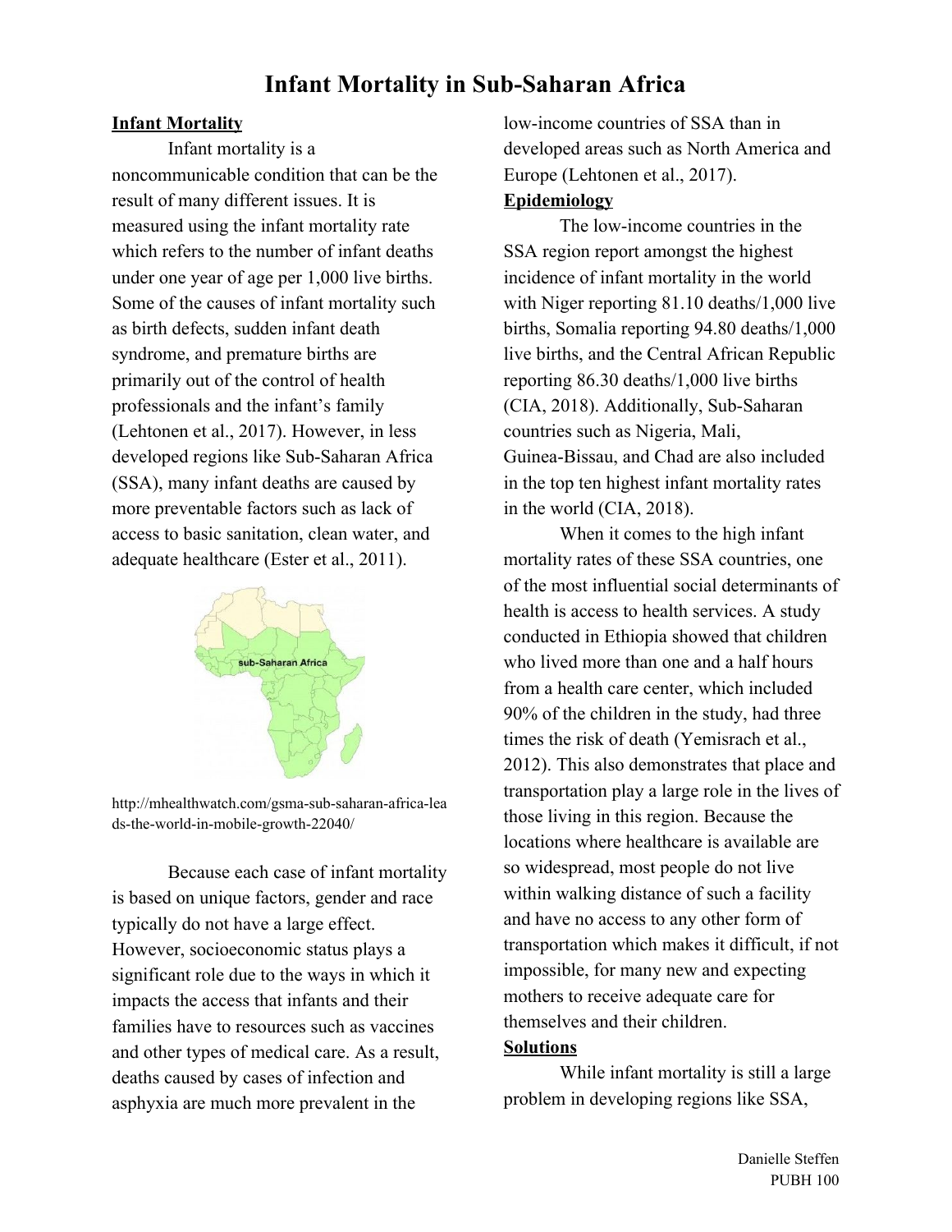# Infant Mortality in Sub-Saharan Africa

## Infant Mortality

Infant mortality is a noncommunicable condition that can be the result of many different issues. It is measured using the infant mortality rate which refers to the number of infant deaths under one year of age per 1,000 live births. Some of the causes of infant mortality such as birth defects, sudden infant death syndrome, and premature births are primarily out of the control of health professionals and the infant's family (Lehtonen et al., 2017). However, in less developed regions like Sub-Saharan Africa (SSA), many infant deaths are caused by more preventable factors such as lack of access to basic sanitation, clean water, and adequate healthcare (Ester et al., 2011).

http://mhealthwatch.com/gsma-sub-saharan-africa-leads-the-world-in-mobile-growth-22040/

Because each case of infant mortality is based on unique factors, gender and race typically do not have a large effect. However, socioeconomic status plays a significant role due to the ways in which it impacts the access that infants and their families have to resources such as vaccines and other types of medical care. As a result, deaths caused by cases of infection and asphyxia are much more prevalent in the low-income countries of SSA than in developed areas such as North America and Europe (Lehtonen et al., 2017).

## Epidemiology

The low-income countries in the SSA region report amongst the highest incidence of infant mortality in the world with Niger reporting 81.10 deaths/1,000 live births, Somalia reporting 94.80 deaths/1,000 live births, and the Central African Republic reporting 86.30 deaths/1,000 live births (CIA, 2018). Additionally, Sub-Saharan countries such as Nigeria, Mali, Guinea-Bissau, and Chad are also included in the top ten highest infant mortality rates in the world (CIA, 2018).

When it comes to the high infant mortality rates of these SSA countries, one of the most influential social determinants of health is access to health services. A study conducted in Ethiopia showed that children who lived more than one and a half hours from a health care center, which included 90% of the children in the study, had three times the risk of death (Yemisrach et al., 2012). This also demonstrates that place and transportation play a large role in the lives of those living in this region. Because the locations where healthcare is available are so widespread, most people do not live within walking distance of such a facility and have no access to any other form of transportation which makes it difficult, if not impossible, for many new and expecting mothers to receive adequate care for themselves and their children.

## Solutions

While infant mortality is still a large problem in developing regions like SSA,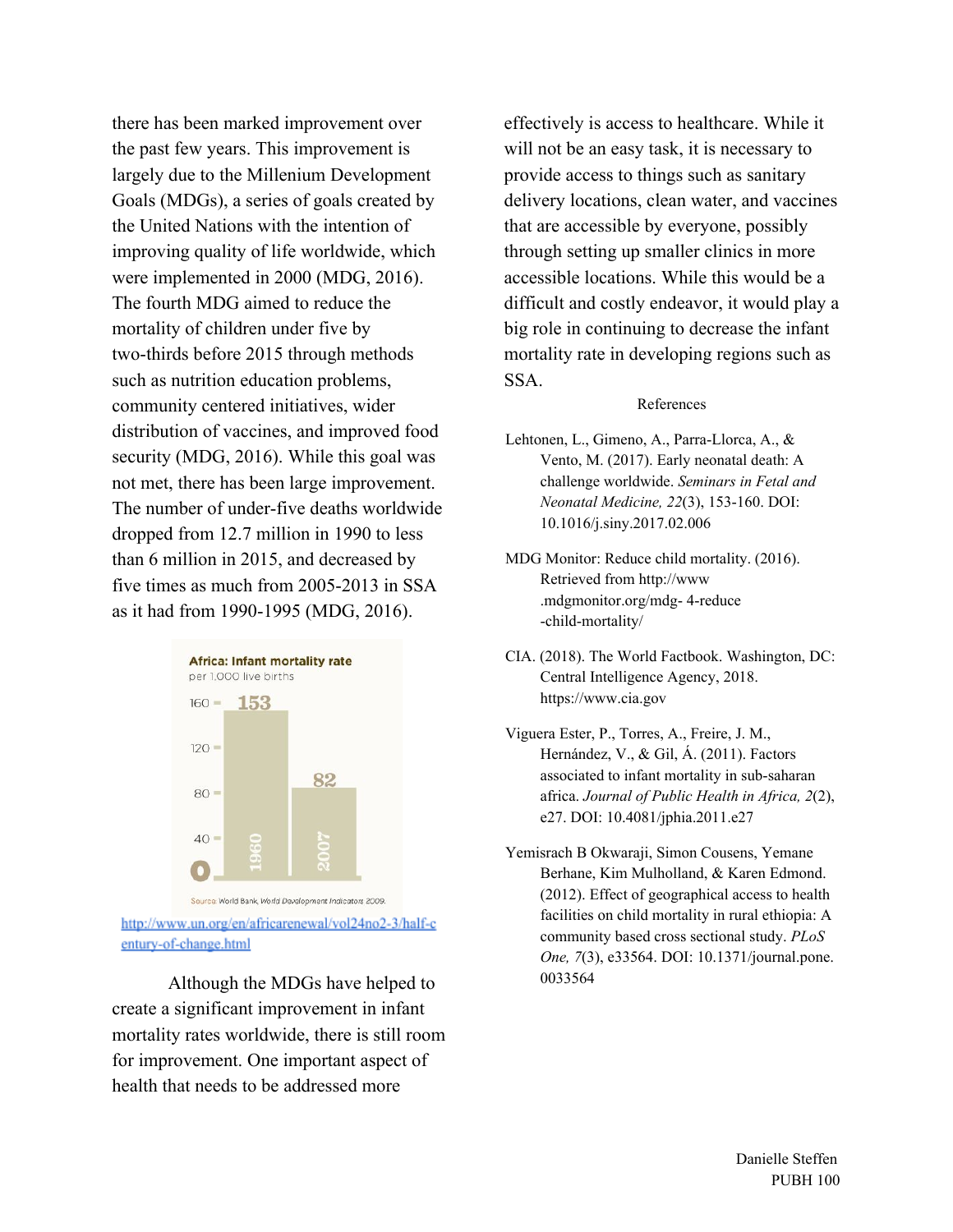there has been marked improvement over the past few years. This improvement is largely due to the Millenium Development Goals (MDGs), a series of goals created by the United Nations with the intention of improving quality of life worldwide, which were implemented in 2000 (MDG, 2016). The fourth MDG aimed to reduce the mortality of children under five by two-thirds before 2015 through methods such as nutrition education problems, community centered initiatives, wider distribution of vaccines, and improved food security (MDG, 2016). While this goal was not met, there has been large improvement. The number of under-five deaths worldwide dropped from 12.7 million in 1990 to less than 6 million in 2015, and decreased by five times as much from 2005-2013 in SSA as it had from 1990-1995 (MDG, 2016).

Africa: Infant mortality rate

per 1,000 live births

160
120
80
40
0

153

82

1960

2007

Source: World Bank, *World Development Indicators 2009.*

http://www.un.org/en/africarenewal/vol24no2-3/half-century-of-change.html

Although the MDGs have helped to create a significant improvement in infant mortality rates worldwide, there is still room for improvement. One important aspect of health that needs to be addressed more effectively is access to healthcare. While it will not be an easy task, it is necessary to provide access to things such as sanitary delivery locations, clean water, and vaccines that are accessible by everyone, possibly through setting up smaller clinics in more accessible locations. While this would be a difficult and costly endeavor, it would play a big role in continuing to decrease the infant mortality rate in developing regions such as SSA.

## References

Lehtonen, L., Gimeno, A., Parra-Llorca, A., & Vento, M. (2017). Early neonatal death: A challenge worldwide. *Seminars in Fetal and Neonatal Medicine, 22*(3), 153-160. DOI: 10.1016/j.siny.2017.02.006

MDG Monitor: Reduce child mortality. (2016). Retrieved from http://www.mdgmonitor.org/mdg- 4-reduce-child-mortality/

CIA. (2018). The World Factbook. Washington, DC: Central Intelligence Agency, 2018. https://www.cia.gov

Viguera Ester, P., Torres, A., Freire, J. M., Hernández, V., & Gil, Á. (2011). Factors associated to infant mortality in sub-saharan africa. *Journal of Public Health in Africa, 2*(2), e27. DOI: 10.4081/jphia.2011.e27

Yemisrach B Okwaraji, Simon Cousens, Yemane Berhane, Kim Mulholland, & Karen Edmond. (2012). Effect of geographical access to health facilities on child mortality in rural ethiopia: A community based cross sectional study. *PLoS One, 7*(3), e33564. DOI: 10.1371/journal.pone.0033564

Danielle Steffen
PUBH 100